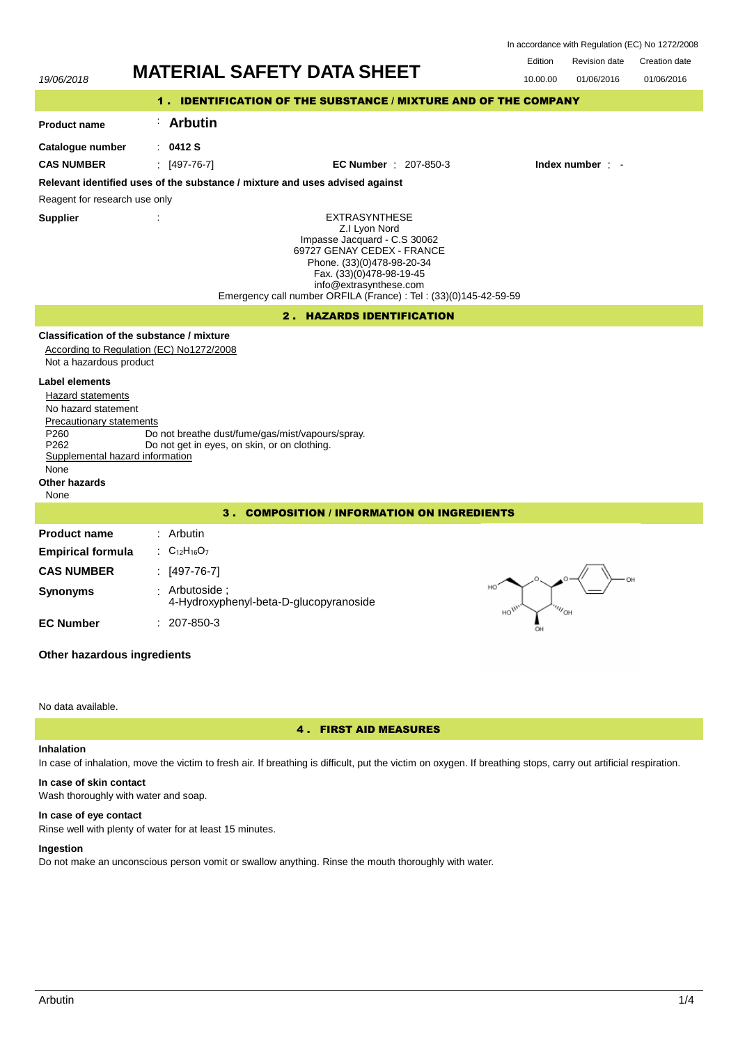In accordance with Regulation (EC) No 1272/2008

19/06/2018

# MATERIAL SAFETY DATA SHEET

| Edition | Revision date | Creation date |
| --- | --- | --- |
| 10.00.00 | 01/06/2016 | 01/06/2016 |

## 1 . IDENTIFICATION OF THE SUBSTANCE / MIXTURE AND OF THE COMPANY

**Product name** : **Arbutin**

**Catalogue number** : **0412 S**

**CAS NUMBER** : [497-76-7] **EC Number** : 207-850-3 **Index number** : -

**Relevant identified uses of the substance / mixture and uses advised against**

Reagent for research use only

**Supplier** :

EXTRASYNTHESE
Z.I Lyon Nord
Impasse Jacquard - C.S 30062
69727 GENAY CEDEX - FRANCE
Phone. (33)(0)478-98-20-34
Fax. (33)(0)478-98-19-45
info@extrasynthese.com
Emergency call number ORFILA (France) : Tel : (33)(0)145-42-59-59

## 2 . HAZARDS IDENTIFICATION

**Classification of the substance / mixture**

According to Regulation (EC) No1272/2008

Not a hazardous product

**Label elements**

Hazard statements

No hazard statement

Precautionary statements

P260 Do not breathe dust/fume/gas/mist/vapours/spray.
P262 Do not get in eyes, on skin, or on clothing.

Supplemental hazard information

None

**Other hazards**

None

## 3 . COMPOSITION / INFORMATION ON INGREDIENTS

**Product name** : Arbutin

**Empirical formula** : $C_{12}H_{16}O_7$

**CAS NUMBER** : [497-76-7]

**Synonyms** : Arbutoside ; 4-Hydroxyphenyl-beta-D-glucopyranoside

**EC Number** : 207-850-3

**Other hazardous ingredients**

No data available.

## 4 . FIRST AID MEASURES

**Inhalation**

In case of inhalation, move the victim to fresh air. If breathing is difficult, put the victim on oxygen. If breathing stops, carry out artificial respiration.

**In case of skin contact**

Wash thoroughly with water and soap.

**In case of eye contact**

Rinse well with plenty of water for at least 15 minutes.

**Ingestion**

Do not make an unconscious person vomit or swallow anything. Rinse the mouth thoroughly with water.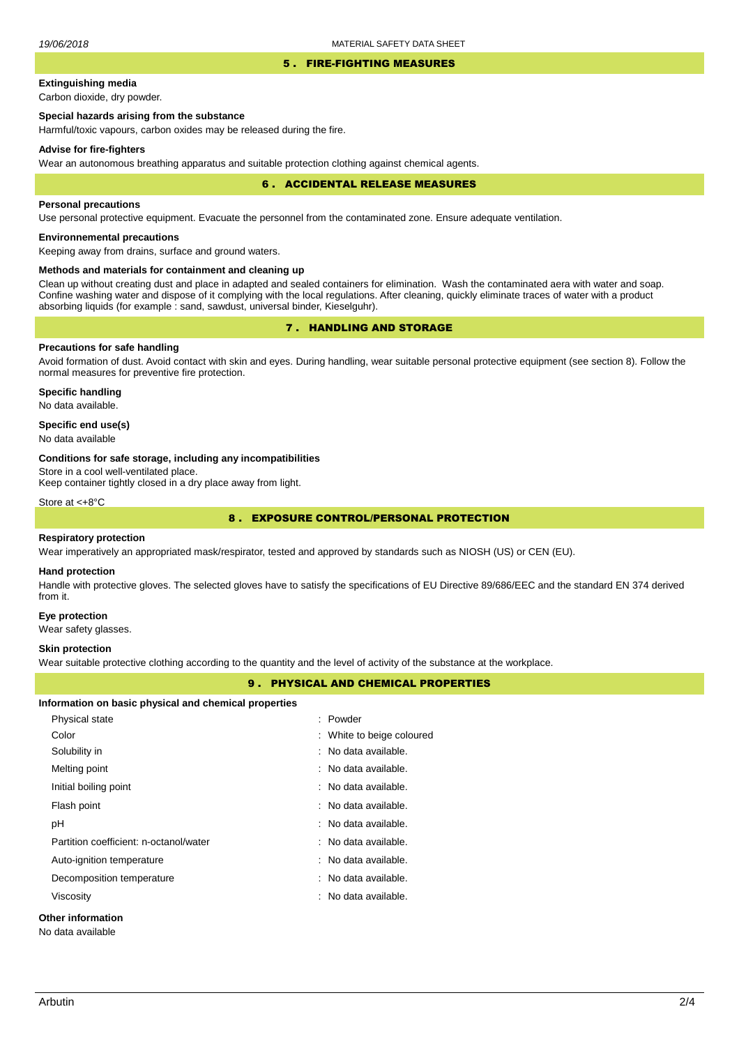## 5 . FIRE-FIGHTING MEASURES

**Extinguishing media**

Carbon dioxide, dry powder.

**Special hazards arising from the substance**

Harmful/toxic vapours, carbon oxides may be released during the fire.

**Advise for fire-fighters**

Wear an autonomous breathing apparatus and suitable protection clothing against chemical agents.

## 6 . ACCIDENTAL RELEASE MEASURES

**Personal precautions**

Use personal protective equipment. Evacuate the personnel from the contaminated zone. Ensure adequate ventilation.

**Environnemental precautions**

Keeping away from drains, surface and ground waters.

**Methods and materials for containment and cleaning up**

Clean up without creating dust and place in adapted and sealed containers for elimination. Wash the contaminated aera with water and soap. Confine washing water and dispose of it complying with the local regulations. After cleaning, quickly eliminate traces of water with a product absorbing liquids (for example : sand, sawdust, universal binder, Kieselguhr).

## 7 . HANDLING AND STORAGE

**Precautions for safe handling**

Avoid formation of dust. Avoid contact with skin and eyes. During handling, wear suitable personal protective equipment (see section 8). Follow the normal measures for preventive fire protection.

**Specific handling**

No data available.

**Specific end use(s)**

No data available

**Conditions for safe storage, including any incompatibilities**

Store in a cool well-ventilated place.
Keep container tightly closed in a dry place away from light.

Store at <+8°C

## 8 . EXPOSURE CONTROL/PERSONAL PROTECTION

**Respiratory protection**

Wear imperatively an appropriated mask/respirator, tested and approved by standards such as NIOSH (US) or CEN (EU).

**Hand protection**

Handle with protective gloves. The selected gloves have to satisfy the specifications of EU Directive 89/686/EEC and the standard EN 374 derived from it.

**Eye protection**

Wear safety glasses.

**Skin protection**

Wear suitable protective clothing according to the quantity and the level of activity of the substance at the workplace.

## 9 . PHYSICAL AND CHEMICAL PROPERTIES

**Information on basic physical and chemical properties**

| | |
|---|---|
| Physical state | : Powder |
| Color | : White to beige coloured |
| Solubility in | : No data available. |
| Melting point | : No data available. |
| Initial boiling point | : No data available. |
| Flash point | : No data available. |
| pH | : No data available. |
| Partition coefficient: n-octanol/water | : No data available. |
| Auto-ignition temperature | : No data available. |
| Decomposition temperature | : No data available. |
| Viscosity | : No data available. |

**Other information**

No data available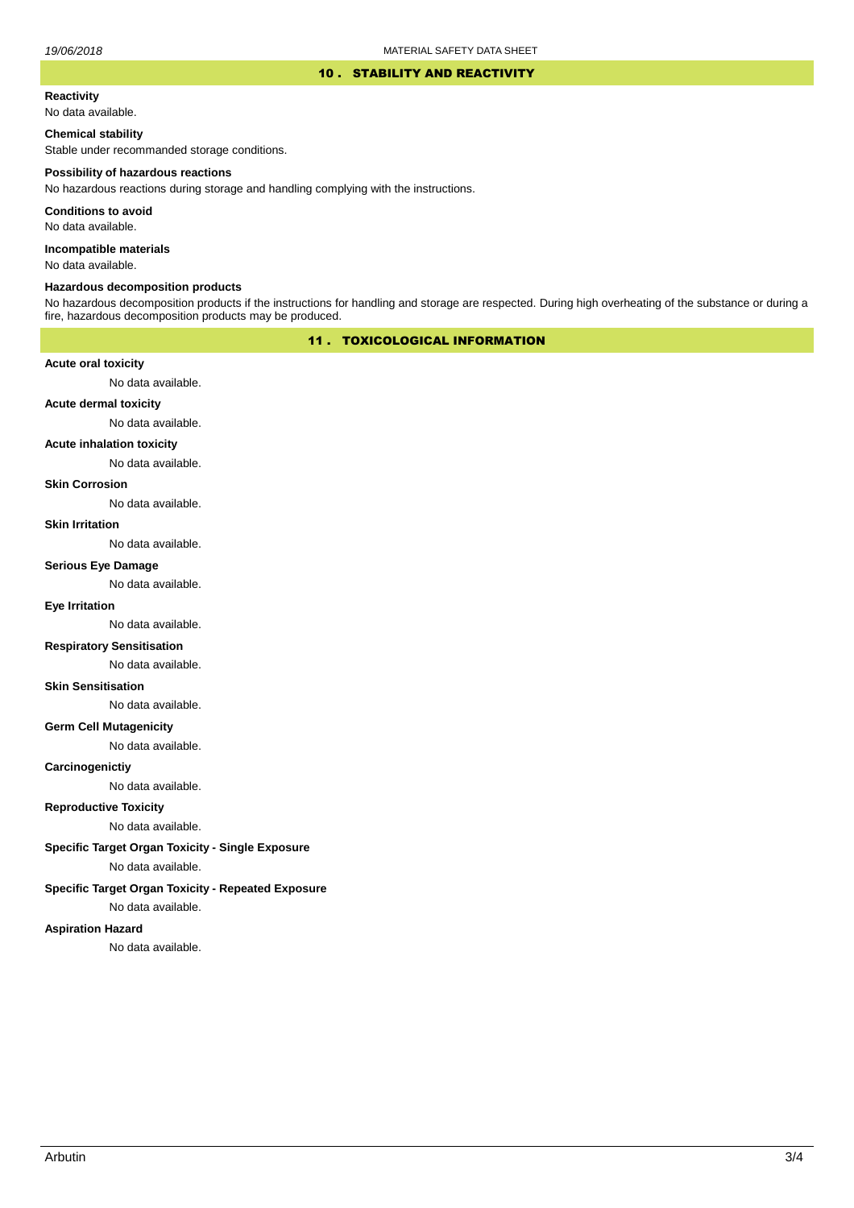## 10 . STABILITY AND REACTIVITY

**Reactivity**

No data available.

**Chemical stability**

Stable under recommanded storage conditions.

**Possibility of hazardous reactions**

No hazardous reactions during storage and handling complying with the instructions.

**Conditions to avoid**

No data available.

**Incompatible materials**

No data available.

**Hazardous decomposition products**

No hazardous decomposition products if the instructions for handling and storage are respected. During high overheating of the substance or during a fire, hazardous decomposition products may be produced.

## 11 . TOXICOLOGICAL INFORMATION

**Acute oral toxicity**

No data available.

**Acute dermal toxicity**

No data available.

**Acute inhalation toxicity**

No data available.

**Skin Corrosion**

No data available.

**Skin Irritation**

No data available.

**Serious Eye Damage**

No data available.

**Eye Irritation**

No data available.

**Respiratory Sensitisation**

No data available.

**Skin Sensitisation**

No data available.

**Germ Cell Mutagenicity**

No data available.

**Carcinogenictiy**

No data available.

**Reproductive Toxicity**

No data available.

**Specific Target Organ Toxicity - Single Exposure**

No data available.

**Specific Target Organ Toxicity - Repeated Exposure**

No data available.

**Aspiration Hazard**

No data available.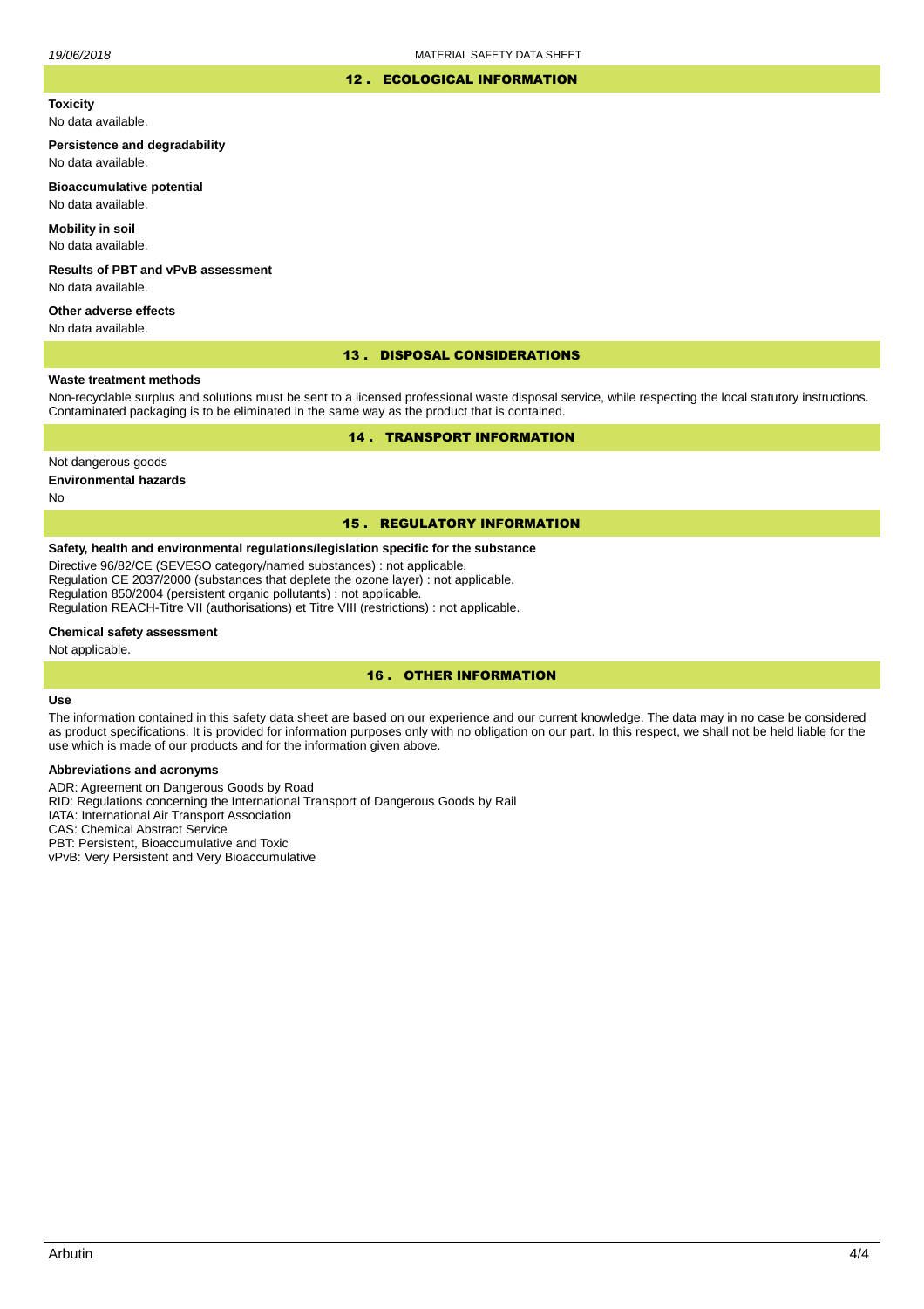## 12 . ECOLOGICAL INFORMATION

**Toxicity**

No data available.

**Persistence and degradability**

No data available.

**Bioaccumulative potential**

No data available.

**Mobility in soil**

No data available.

**Results of PBT and vPvB assessment**

No data available.

**Other adverse effects**

No data available.

## 13 . DISPOSAL CONSIDERATIONS

**Waste treatment methods**

Non-recyclable surplus and solutions must be sent to a licensed professional waste disposal service, while respecting the local statutory instructions. Contaminated packaging is to be eliminated in the same way as the product that is contained.

## 14 . TRANSPORT INFORMATION

Not dangerous goods

**Environmental hazards**

No

## 15 . REGULATORY INFORMATION

**Safety, health and environmental regulations/legislation specific for the substance**

Directive 96/82/CE (SEVESO category/named substances) : not applicable.
Regulation CE 2037/2000 (substances that deplete the ozone layer) : not applicable.
Regulation 850/2004 (persistent organic pollutants) : not applicable.
Regulation REACH-Titre VII (authorisations) et Titre VIII (restrictions) : not applicable.

**Chemical safety assessment**

Not applicable.

## 16 . OTHER INFORMATION

**Use**

The information contained in this safety data sheet are based on our experience and our current knowledge. The data may in no case be considered as product specifications. It is provided for information purposes only with no obligation on our part. In this respect, we shall not be held liable for the use which is made of our products and for the information given above.

**Abbreviations and acronyms**

ADR: Agreement on Dangerous Goods by Road
RID: Regulations concerning the International Transport of Dangerous Goods by Rail
IATA: International Air Transport Association
CAS: Chemical Abstract Service
PBT: Persistent, Bioaccumulative and Toxic
vPvB: Very Persistent and Very Bioaccumulative